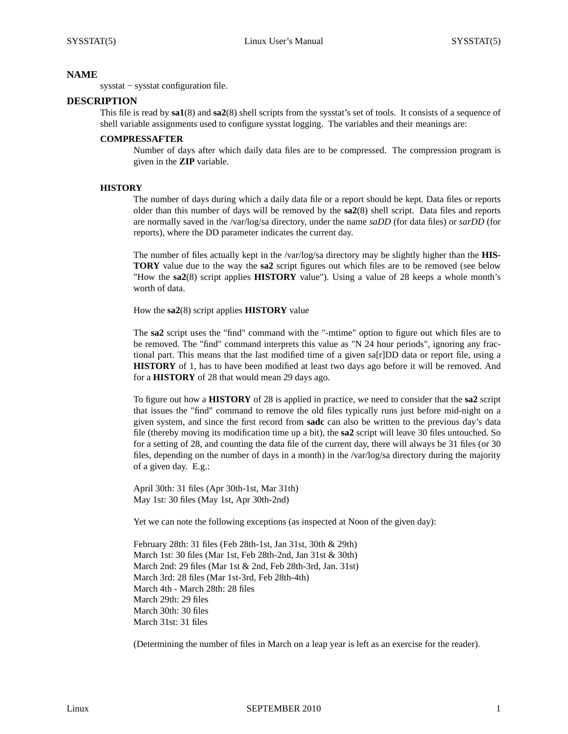## NAME

sysstat − sysstat configuration file.

## DESCRIPTION

This file is read by **sa1**(8) and **sa2**(8) shell scripts from the sysstat's set of tools. It consists of a sequence of shell variable assignments used to configure sysstat logging. The variables and their meanings are:

### COMPRESSAFTER

Number of days after which daily data files are to be compressed. The compression program is given in the **ZIP** variable.

### HISTORY

The number of days during which a daily data file or a report should be kept. Data files or reports older than this number of days will be removed by the **sa2**(8) shell script. Data files and reports are normally saved in the /var/log/sa directory, under the name *saDD* (for data files) or *sarDD* (for reports), where the DD parameter indicates the current day.

The number of files actually kept in the /var/log/sa directory may be slightly higher than the **HISTORY** value due to the way the **sa2** script figures out which files are to be removed (see below "How the **sa2**(8) script applies **HISTORY** value"). Using a value of 28 keeps a whole month's worth of data.

How the **sa2**(8) script applies **HISTORY** value

The **sa2** script uses the "find" command with the "-mtime" option to figure out which files are to be removed. The "find" command interprets this value as "N 24 hour periods", ignoring any fractional part. This means that the last modified time of a given sa[r]DD data or report file, using a **HISTORY** of 1, has to have been modified at least two days ago before it will be removed. And for a **HISTORY** of 28 that would mean 29 days ago.

To figure out how a **HISTORY** of 28 is applied in practice, we need to consider that the **sa2** script that issues the "find" command to remove the old files typically runs just before mid-night on a given system, and since the first record from **sadc** can also be written to the previous day's data file (thereby moving its modification time up a bit), the **sa2** script will leave 30 files untouched. So for a setting of 28, and counting the data file of the current day, there will always be 31 files (or 30 files, depending on the number of days in a month) in the /var/log/sa directory during the majority of a given day. E.g.:

April 30th: 31 files (Apr 30th-1st, Mar 31th)
May 1st: 30 files (May 1st, Apr 30th-2nd)

Yet we can note the following exceptions (as inspected at Noon of the given day):

February 28th: 31 files (Feb 28th-1st, Jan 31st, 30th & 29th)
March 1st: 30 files (Mar 1st, Feb 28th-2nd, Jan 31st & 30th)
March 2nd: 29 files (Mar 1st & 2nd, Feb 28th-3rd, Jan. 31st)
March 3rd: 28 files (Mar 1st-3rd, Feb 28th-4th)
March 4th - March 28th: 28 files
March 29th: 29 files
March 30th: 30 files
March 31st: 31 files

(Determining the number of files in March on a leap year is left as an exercise for the reader).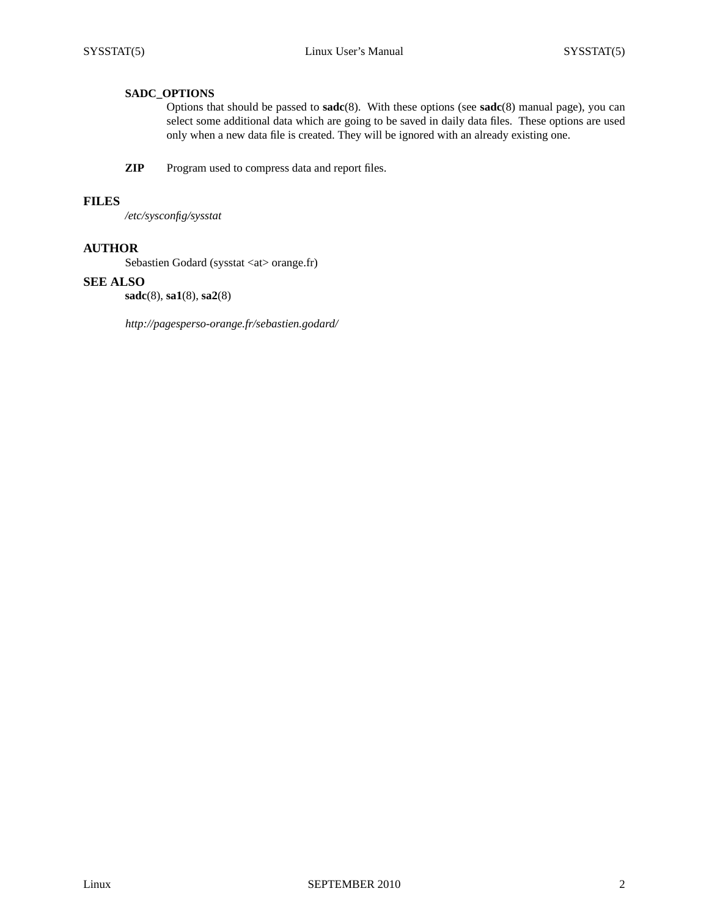**SADC_OPTIONS**

Options that should be passed to **sadc**(8). With these options (see **sadc**(8) manual page), you can select some additional data which are going to be saved in daily data files. These options are used only when a new data file is created. They will be ignored with an already existing one.

**ZIP** Program used to compress data and report files.

## FILES

*/etc/sysconfig/sysstat*

## AUTHOR

Sebastien Godard (sysstat <at> orange.fr)

## SEE ALSO

**sadc**(8), **sa1**(8), **sa2**(8)

*http://pagesperso-orange.fr/sebastien.godard/*